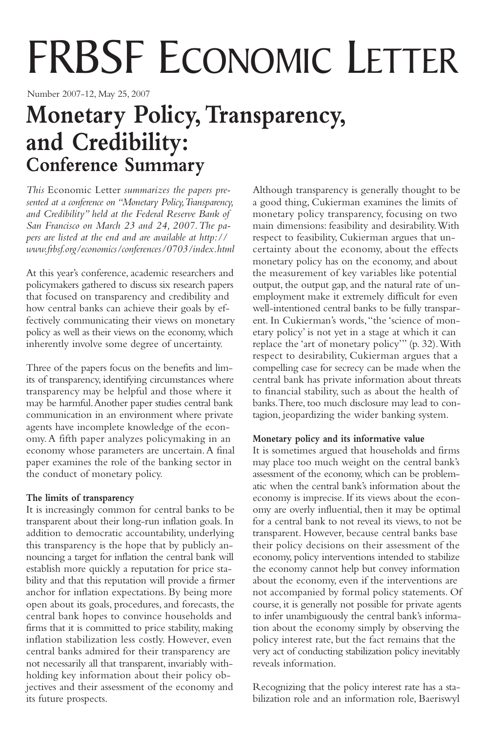# FRBSF Economic Letter

Number 2007-12, May 25, 2007

## Monetary Policy, Transparency, and Credibility: Conference Summary

*This* Economic Letter *summarizes the papers presented at a conference on "Monetary Policy, Transparency, and Credibility" held at the Federal Reserve Bank of San Francisco on March 23 and 24, 2007. The papers are listed at the end and are available at http://www.frbsf.org/economics/conferences/0703/index.html*

At this year's conference, academic researchers and policymakers gathered to discuss six research papers that focused on transparency and credibility and how central banks can achieve their goals by effectively communicating their views on monetary policy as well as their views on the economy, which inherently involve some degree of uncertainty.

Three of the papers focus on the benefits and limits of transparency, identifying circumstances where transparency may be helpful and those where it may be harmful. Another paper studies central bank communication in an environment where private agents have incomplete knowledge of the economy. A fifth paper analyzes policymaking in an economy whose parameters are uncertain. A final paper examines the role of the banking sector in the conduct of monetary policy.

**The limits of transparency**

It is increasingly common for central banks to be transparent about their long-run inflation goals. In addition to democratic accountability, underlying this transparency is the hope that by publicly announcing a target for inflation the central bank will establish more quickly a reputation for price stability and that this reputation will provide a firmer anchor for inflation expectations. By being more open about its goals, procedures, and forecasts, the central bank hopes to convince households and firms that it is committed to price stability, making inflation stabilization less costly. However, even central banks admired for their transparency are not necessarily all that transparent, invariably withholding key information about their policy objectives and their assessment of the economy and its future prospects.

Although transparency is generally thought to be a good thing, Cukierman examines the limits of monetary policy transparency, focusing on two main dimensions: feasibility and desirability. With respect to feasibility, Cukierman argues that uncertainty about the economy, about the effects monetary policy has on the economy, and about the measurement of key variables like potential output, the output gap, and the natural rate of unemployment make it extremely difficult for even well-intentioned central banks to be fully transparent. In Cukierman's words, "the 'science of monetary policy' is not yet in a stage at which it can replace the 'art of monetary policy'" (p. 32). With respect to desirability, Cukierman argues that a compelling case for secrecy can be made when the central bank has private information about threats to financial stability, such as about the health of banks. There, too much disclosure may lead to contagion, jeopardizing the wider banking system.

**Monetary policy and its informative value**

It is sometimes argued that households and firms may place too much weight on the central bank's assessment of the economy, which can be problematic when the central bank's information about the economy is imprecise. If its views about the economy are overly influential, then it may be optimal for a central bank to not reveal its views, to not be transparent. However, because central banks base their policy decisions on their assessment of the economy, policy interventions intended to stabilize the economy cannot help but convey information about the economy, even if the interventions are not accompanied by formal policy statements. Of course, it is generally not possible for private agents to infer unambiguously the central bank's information about the economy simply by observing the policy interest rate, but the fact remains that the very act of conducting stabilization policy inevitably reveals information.

Recognizing that the policy interest rate has a stabilization role and an information role, Baeriswyl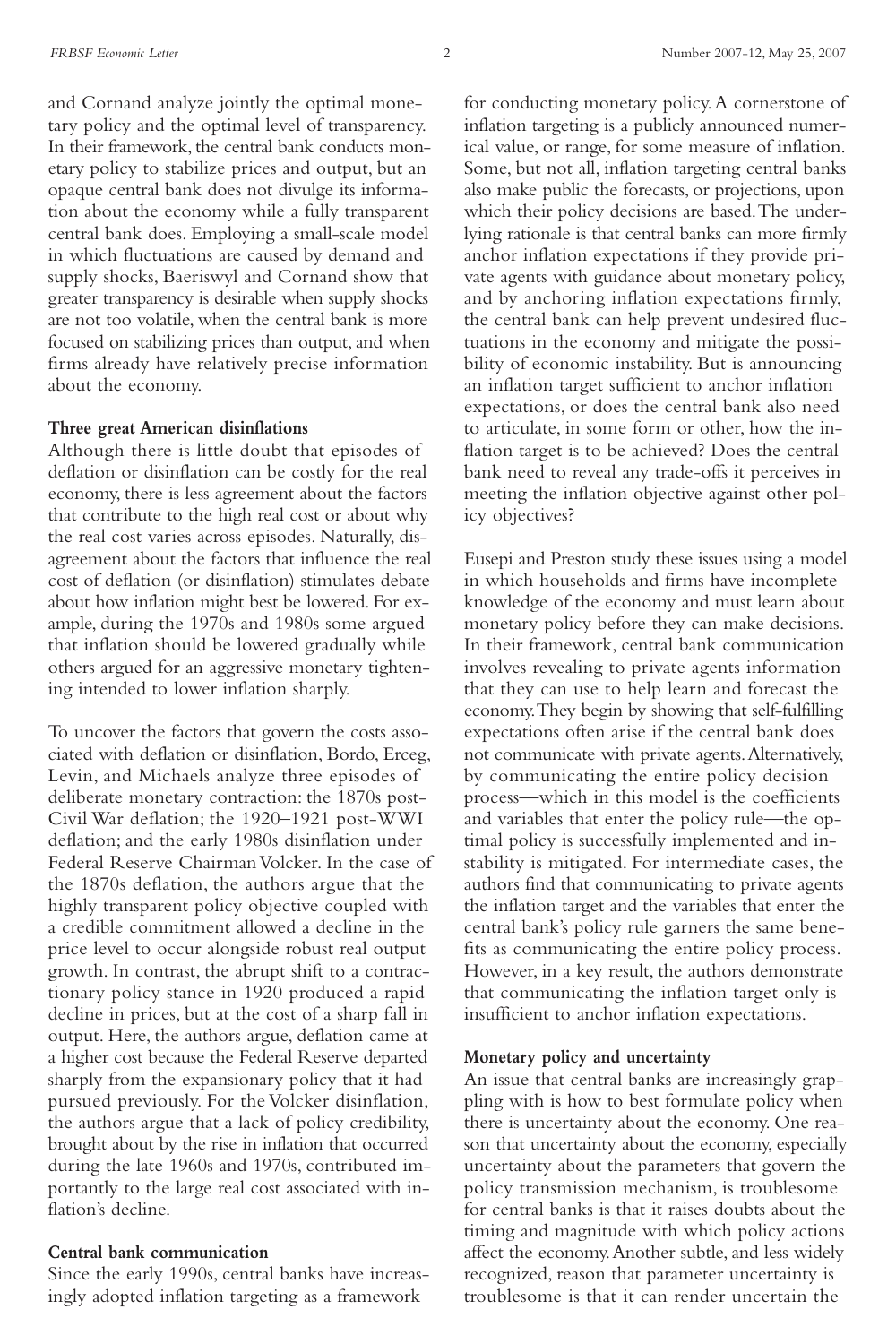and Cornand analyze jointly the optimal monetary policy and the optimal level of transparency. In their framework, the central bank conducts monetary policy to stabilize prices and output, but an opaque central bank does not divulge its information about the economy while a fully transparent central bank does. Employing a small-scale model in which fluctuations are caused by demand and supply shocks, Baeriswyl and Cornand show that greater transparency is desirable when supply shocks are not too volatile, when the central bank is more focused on stabilizing prices than output, and when firms already have relatively precise information about the economy.

**Three great American disinflations**

Although there is little doubt that episodes of deflation or disinflation can be costly for the real economy, there is less agreement about the factors that contribute to the high real cost or about why the real cost varies across episodes. Naturally, disagreement about the factors that influence the real cost of deflation (or disinflation) stimulates debate about how inflation might best be lowered. For example, during the 1970s and 1980s some argued that inflation should be lowered gradually while others argued for an aggressive monetary tightening intended to lower inflation sharply.

To uncover the factors that govern the costs associated with deflation or disinflation, Bordo, Erceg, Levin, and Michaels analyze three episodes of deliberate monetary contraction: the 1870s post-Civil War deflation; the 1920–1921 post-WWI deflation; and the early 1980s disinflation under Federal Reserve Chairman Volcker. In the case of the 1870s deflation, the authors argue that the highly transparent policy objective coupled with a credible commitment allowed a decline in the price level to occur alongside robust real output growth. In contrast, the abrupt shift to a contractionary policy stance in 1920 produced a rapid decline in prices, but at the cost of a sharp fall in output. Here, the authors argue, deflation came at a higher cost because the Federal Reserve departed sharply from the expansionary policy that it had pursued previously. For the Volcker disinflation, the authors argue that a lack of policy credibility, brought about by the rise in inflation that occurred during the late 1960s and 1970s, contributed importantly to the large real cost associated with inflation's decline.

**Central bank communication**

Since the early 1990s, central banks have increasingly adopted inflation targeting as a framework for conducting monetary policy. A cornerstone of inflation targeting is a publicly announced numerical value, or range, for some measure of inflation. Some, but not all, inflation targeting central banks also make public the forecasts, or projections, upon which their policy decisions are based. The underlying rationale is that central banks can more firmly anchor inflation expectations if they provide private agents with guidance about monetary policy, and by anchoring inflation expectations firmly, the central bank can help prevent undesired fluctuations in the economy and mitigate the possibility of economic instability. But is announcing an inflation target sufficient to anchor inflation expectations, or does the central bank also need to articulate, in some form or other, how the inflation target is to be achieved? Does the central bank need to reveal any trade-offs it perceives in meeting the inflation objective against other policy objectives?

Eusepi and Preston study these issues using a model in which households and firms have incomplete knowledge of the economy and must learn about monetary policy before they can make decisions. In their framework, central bank communication involves revealing to private agents information that they can use to help learn and forecast the economy. They begin by showing that self-fulfilling expectations often arise if the central bank does not communicate with private agents. Alternatively, by communicating the entire policy decision process—which in this model is the coefficients and variables that enter the policy rule—the optimal policy is successfully implemented and instability is mitigated. For intermediate cases, the authors find that communicating to private agents the inflation target and the variables that enter the central bank's policy rule garners the same benefits as communicating the entire policy process. However, in a key result, the authors demonstrate that communicating the inflation target only is insufficient to anchor inflation expectations.

**Monetary policy and uncertainty**

An issue that central banks are increasingly grappling with is how to best formulate policy when there is uncertainty about the economy. One reason that uncertainty about the economy, especially uncertainty about the parameters that govern the policy transmission mechanism, is troublesome for central banks is that it raises doubts about the timing and magnitude with which policy actions affect the economy. Another subtle, and less widely recognized, reason that parameter uncertainty is troublesome is that it can render uncertain the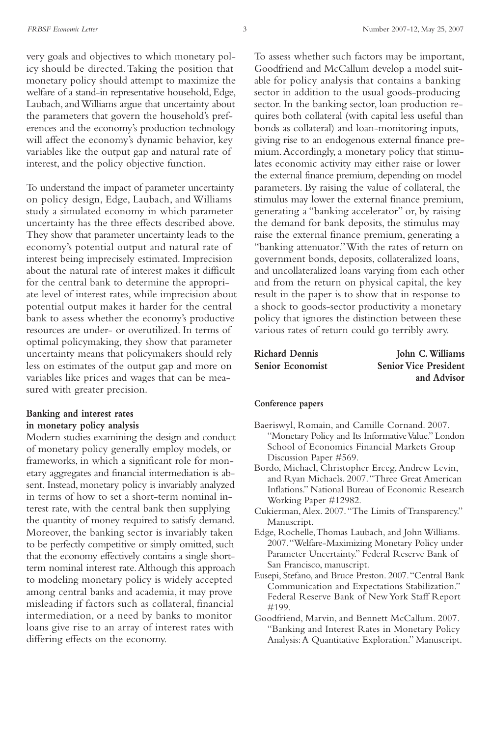very goals and objectives to which monetary policy should be directed. Taking the position that monetary policy should attempt to maximize the welfare of a stand-in representative household, Edge, Laubach, and Williams argue that uncertainty about the parameters that govern the household's preferences and the economy's production technology will affect the economy's dynamic behavior, key variables like the output gap and natural rate of interest, and the policy objective function.

To understand the impact of parameter uncertainty on policy design, Edge, Laubach, and Williams study a simulated economy in which parameter uncertainty has the three effects described above. They show that parameter uncertainty leads to the economy's potential output and natural rate of interest being imprecisely estimated. Imprecision about the natural rate of interest makes it difficult for the central bank to determine the appropriate level of interest rates, while imprecision about potential output makes it harder for the central bank to assess whether the economy's productive resources are under- or overutilized. In terms of optimal policymaking, they show that parameter uncertainty means that policymakers should rely less on estimates of the output gap and more on variables like prices and wages that can be measured with greater precision.

### Banking and interest rates in monetary policy analysis

Modern studies examining the design and conduct of monetary policy generally employ models, or frameworks, in which a significant role for monetary aggregates and financial intermediation is absent. Instead, monetary policy is invariably analyzed in terms of how to set a short-term nominal interest rate, with the central bank then supplying the quantity of money required to satisfy demand. Moreover, the banking sector is invariably taken to be perfectly competitive or simply omitted, such that the economy effectively contains a single short-term nominal interest rate. Although this approach to modeling monetary policy is widely accepted among central banks and academia, it may prove misleading if factors such as collateral, financial intermediation, or a need by banks to monitor loans give rise to an array of interest rates with differing effects on the economy.

To assess whether such factors may be important, Goodfriend and McCallum develop a model suitable for policy analysis that contains a banking sector in addition to the usual goods-producing sector. In the banking sector, loan production requires both collateral (with capital less useful than bonds as collateral) and loan-monitoring inputs, giving rise to an endogenous external finance premium. Accordingly, a monetary policy that stimulates economic activity may either raise or lower the external finance premium, depending on model parameters. By raising the value of collateral, the stimulus may lower the external finance premium, generating a "banking accelerator" or, by raising the demand for bank deposits, the stimulus may raise the external finance premium, generating a "banking attenuator." With the rates of return on government bonds, deposits, collateralized loans, and uncollateralized loans varying from each other and from the return on physical capital, the key result in the paper is to show that in response to a shock to goods-sector productivity a monetary policy that ignores the distinction between these various rates of return could go terribly awry.

**Richard Dennis**
**Senior Economist**

**John C. Williams**
**Senior Vice President and Advisor**

#### Conference papers

Baeriswyl, Romain, and Camille Cornand. 2007. "Monetary Policy and Its Informative Value." London School of Economics Financial Markets Group Discussion Paper #569.

Bordo, Michael, Christopher Erceg, Andrew Levin, and Ryan Michaels. 2007. "Three Great American Inflations." National Bureau of Economic Research Working Paper #12982.

Cukierman, Alex. 2007. "The Limits of Transparency." Manuscript.

Edge, Rochelle, Thomas Laubach, and John Williams. 2007. "Welfare-Maximizing Monetary Policy under Parameter Uncertainty." Federal Reserve Bank of San Francisco, manuscript.

Eusepi, Stefano, and Bruce Preston. 2007. "Central Bank Communication and Expectations Stabilization." Federal Reserve Bank of New York Staff Report #199.

Goodfriend, Marvin, and Bennett McCallum. 2007. "Banking and Interest Rates in Monetary Policy Analysis: A Quantitative Exploration." Manuscript.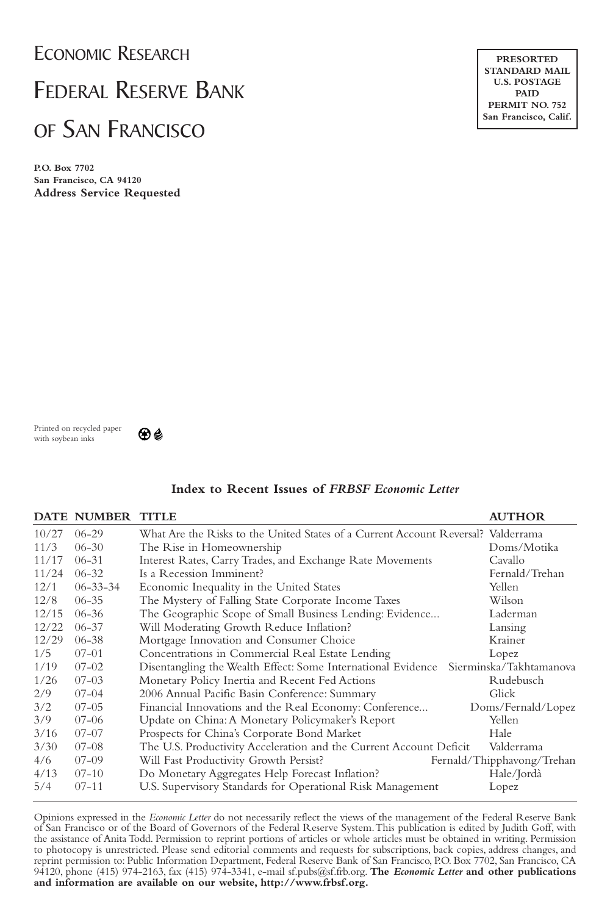# ECONOMIC RESEARCH

# FEDERAL RESERVE BANK OF SAN FRANCISCO

**P.O. Box 7702**
**San Francisco, CA 94120**
**Address Service Requested**

**PRESORTED STANDARD MAIL U.S. POSTAGE PAID PERMIT NO. 752 San Francisco, Calif.**

Printed on recycled paper with soybean inks

### Index to Recent Issues of *FRBSF Economic Letter*

| DATE | NUMBER | TITLE | AUTHOR |
|---|---|---|---|
| 10/27 | 06-29 | What Are the Risks to the United States of a Current Account Reversal? | Valderrama |
| 11/3 | 06-30 | The Rise in Homeownership | Doms/Motika |
| 11/17 | 06-31 | Interest Rates, Carry Trades, and Exchange Rate Movements | Cavallo |
| 11/24 | 06-32 | Is a Recession Imminent? | Fernald/Trehan |
| 12/1 | 06-33-34 | Economic Inequality in the United States | Yellen |
| 12/8 | 06-35 | The Mystery of Falling State Corporate Income Taxes | Wilson |
| 12/15 | 06-36 | The Geographic Scope of Small Business Lending: Evidence... | Laderman |
| 12/22 | 06-37 | Will Moderating Growth Reduce Inflation? | Lansing |
| 12/29 | 06-38 | Mortgage Innovation and Consumer Choice | Krainer |
| 1/5 | 07-01 | Concentrations in Commercial Real Estate Lending | Lopez |
| 1/19 | 07-02 | Disentangling the Wealth Effect: Some International Evidence | Sierminska/Takhtamanova |
| 1/26 | 07-03 | Monetary Policy Inertia and Recent Fed Actions | Rudebusch |
| 2/9 | 07-04 | 2006 Annual Pacific Basin Conference: Summary | Glick |
| 3/2 | 07-05 | Financial Innovations and the Real Economy: Conference... | Doms/Fernald/Lopez |
| 3/9 | 07-06 | Update on China: A Monetary Policymaker's Report | Yellen |
| 3/16 | 07-07 | Prospects for China's Corporate Bond Market | Hale |
| 3/30 | 07-08 | The U.S. Productivity Acceleration and the Current Account Deficit | Valderrama |
| 4/6 | 07-09 | Will Fast Productivity Growth Persist? | Fernald/Thipphavong/Trehan |
| 4/13 | 07-10 | Do Monetary Aggregates Help Forecast Inflation? | Hale/Jordà |
| 5/4 | 07-11 | U.S. Supervisory Standards for Operational Risk Management | Lopez |

Opinions expressed in the *Economic Letter* do not necessarily reflect the views of the management of the Federal Reserve Bank of San Francisco or of the Board of Governors of the Federal Reserve System. This publication is edited by Judith Goff, with the assistance of Anita Todd. Permission to reprint portions of articles or whole articles must be obtained in writing. Permission to photocopy is unrestricted. Please send editorial comments and requests for subscriptions, back copies, address changes, and reprint permission to: Public Information Department, Federal Reserve Bank of San Francisco, P.O. Box 7702, San Francisco, CA 94120, phone (415) 974-2163, fax (415) 974-3341, e-mail sf.pubs@sf.frb.org. **The *Economic Letter* and other publications and information are available on our website, http://www.frbsf.org.**